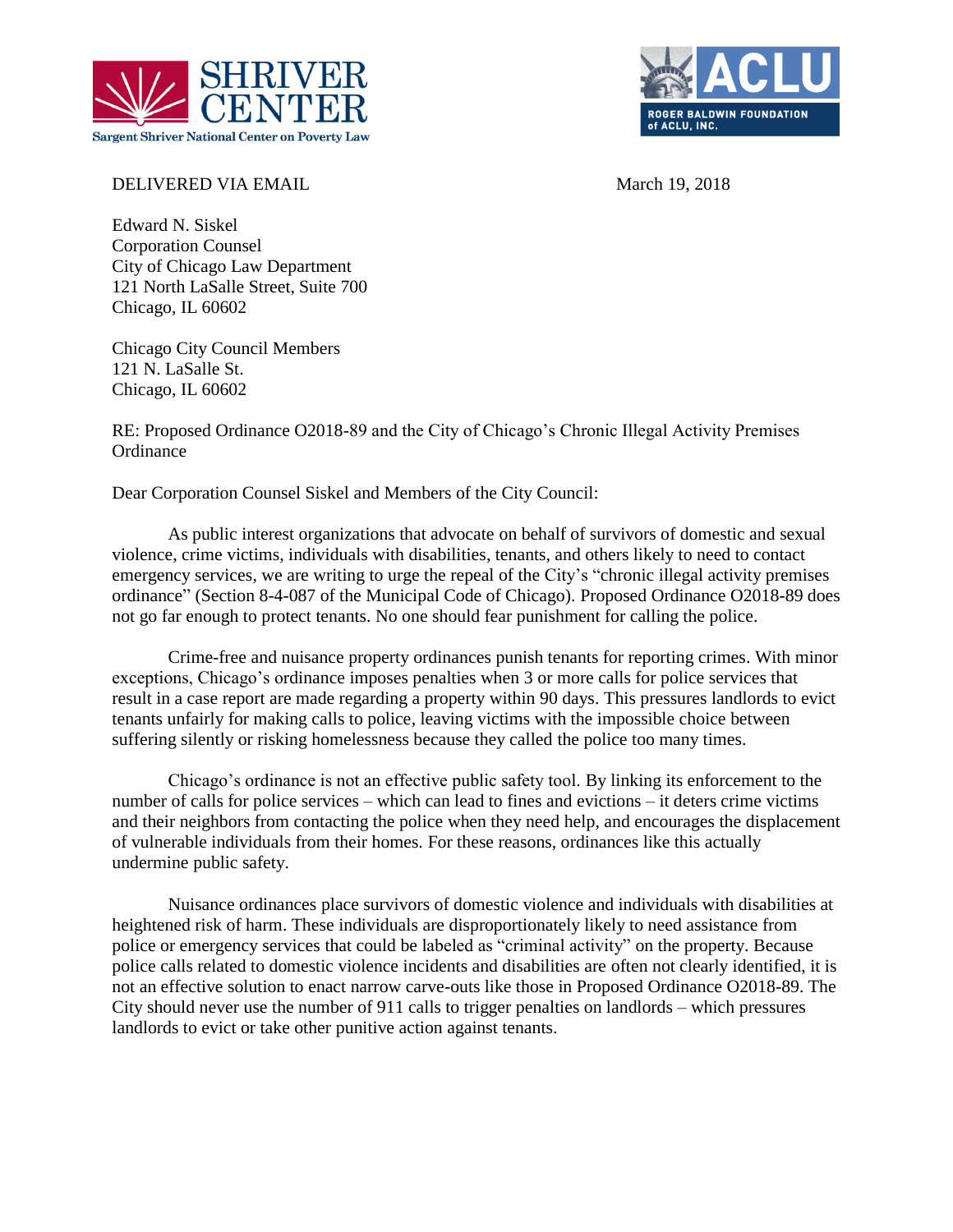DELIVERED VIA EMAIL

March 19, 2018

Edward N. Siskel
Corporation Counsel
City of Chicago Law Department
121 North LaSalle Street, Suite 700
Chicago, IL 60602

Chicago City Council Members
121 N. LaSalle St.
Chicago, IL 60602

RE: Proposed Ordinance O2018-89 and the City of Chicago's Chronic Illegal Activity Premises Ordinance

Dear Corporation Counsel Siskel and Members of the City Council:

As public interest organizations that advocate on behalf of survivors of domestic and sexual violence, crime victims, individuals with disabilities, tenants, and others likely to need to contact emergency services, we are writing to urge the repeal of the City's "chronic illegal activity premises ordinance" (Section 8-4-087 of the Municipal Code of Chicago). Proposed Ordinance O2018-89 does not go far enough to protect tenants. No one should fear punishment for calling the police.

Crime-free and nuisance property ordinances punish tenants for reporting crimes. With minor exceptions, Chicago's ordinance imposes penalties when 3 or more calls for police services that result in a case report are made regarding a property within 90 days. This pressures landlords to evict tenants unfairly for making calls to police, leaving victims with the impossible choice between suffering silently or risking homelessness because they called the police too many times.

Chicago's ordinance is not an effective public safety tool. By linking its enforcement to the number of calls for police services – which can lead to fines and evictions – it deters crime victims and their neighbors from contacting the police when they need help, and encourages the displacement of vulnerable individuals from their homes. For these reasons, ordinances like this actually undermine public safety.

Nuisance ordinances place survivors of domestic violence and individuals with disabilities at heightened risk of harm. These individuals are disproportionately likely to need assistance from police or emergency services that could be labeled as "criminal activity" on the property. Because police calls related to domestic violence incidents and disabilities are often not clearly identified, it is not an effective solution to enact narrow carve-outs like those in Proposed Ordinance O2018-89. The City should never use the number of 911 calls to trigger penalties on landlords – which pressures landlords to evict or take other punitive action against tenants.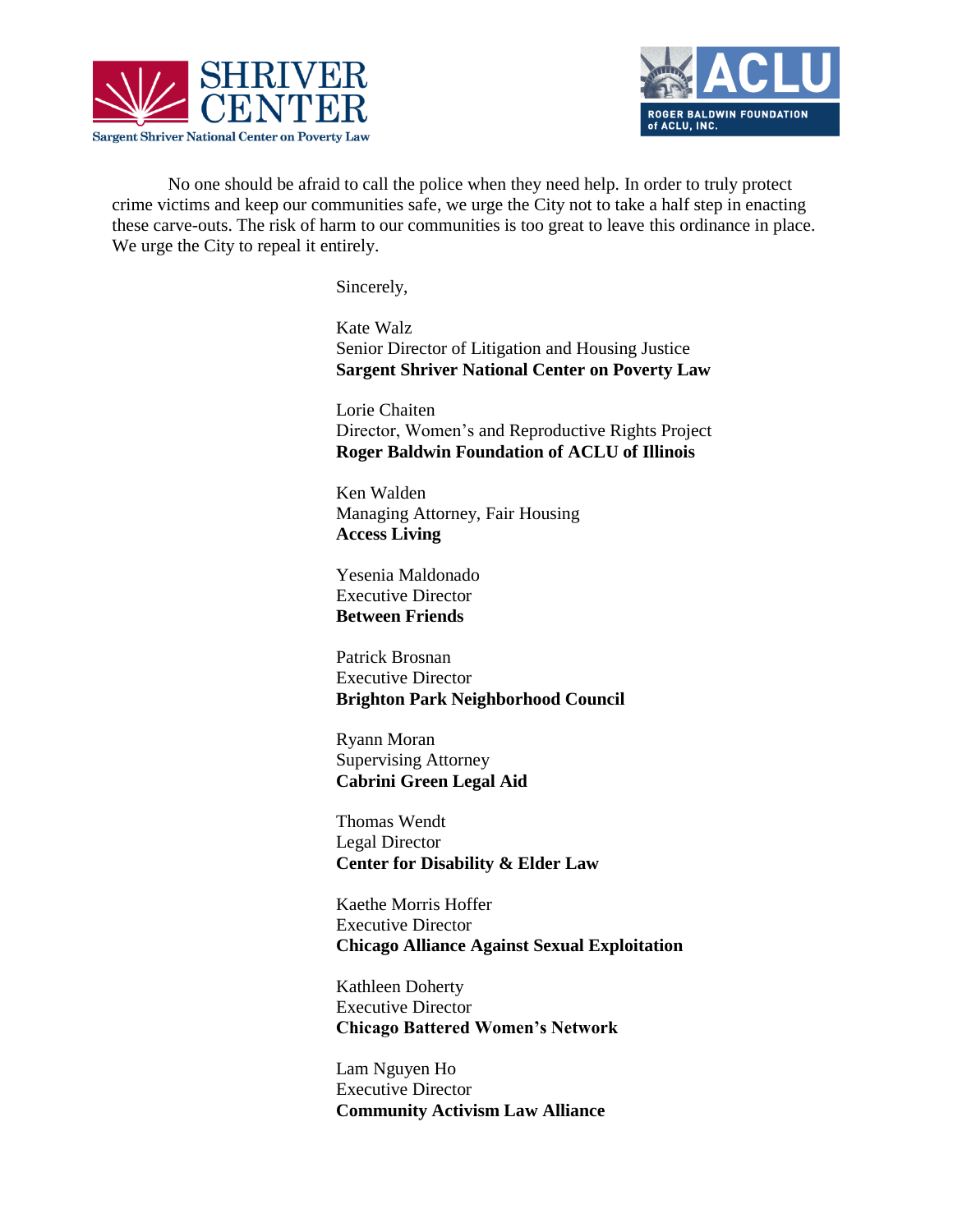No one should be afraid to call the police when they need help. In order to truly protect crime victims and keep our communities safe, we urge the City not to take a half step in enacting these carve-outs. The risk of harm to our communities is too great to leave this ordinance in place. We urge the City to repeal it entirely.

Sincerely,

Kate Walz
Senior Director of Litigation and Housing Justice
**Sargent Shriver National Center on Poverty Law**

Lorie Chaiten
Director, Women's and Reproductive Rights Project
**Roger Baldwin Foundation of ACLU of Illinois**

Ken Walden
Managing Attorney, Fair Housing
**Access Living**

Yesenia Maldonado
Executive Director
**Between Friends**

Patrick Brosnan
Executive Director
**Brighton Park Neighborhood Council**

Ryann Moran
Supervising Attorney
**Cabrini Green Legal Aid**

Thomas Wendt
Legal Director
**Center for Disability & Elder Law**

Kaethe Morris Hoffer
Executive Director
**Chicago Alliance Against Sexual Exploitation**

Kathleen Doherty
Executive Director
**Chicago Battered Women's Network**

Lam Nguyen Ho
Executive Director
**Community Activism Law Alliance**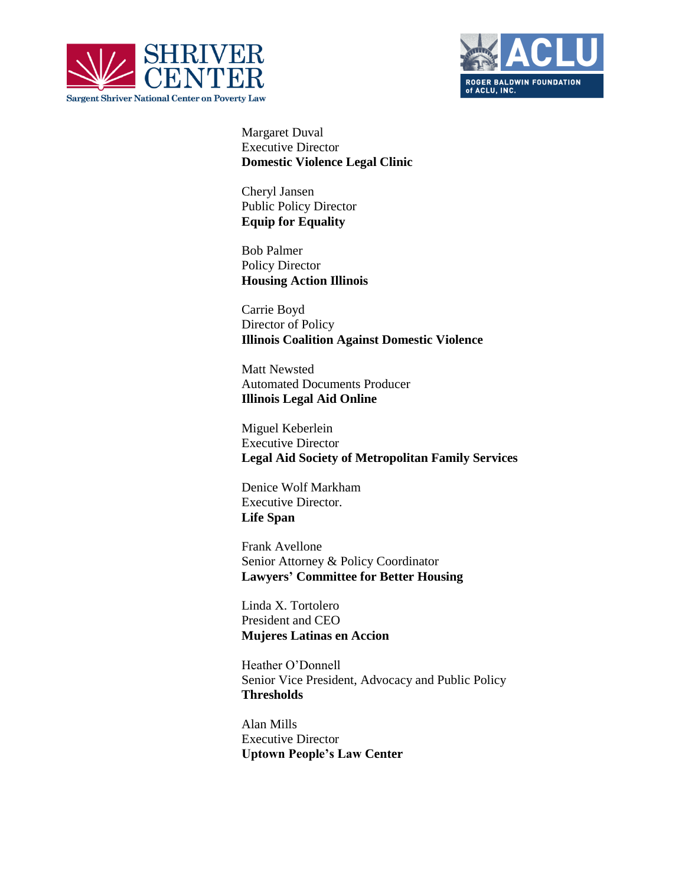Margaret Duval
Executive Director
**Domestic Violence Legal Clinic**

Cheryl Jansen
Public Policy Director
**Equip for Equality**

Bob Palmer
Policy Director
**Housing Action Illinois**

Carrie Boyd
Director of Policy
**Illinois Coalition Against Domestic Violence**

Matt Newsted
Automated Documents Producer
**Illinois Legal Aid Online**

Miguel Keberlein
Executive Director
**Legal Aid Society of Metropolitan Family Services**

Denice Wolf Markham
Executive Director.
**Life Span**

Frank Avellone
Senior Attorney & Policy Coordinator
**Lawyers' Committee for Better Housing**

Linda X. Tortolero
President and CEO
**Mujeres Latinas en Accion**

Heather O'Donnell
Senior Vice President, Advocacy and Public Policy
**Thresholds**

Alan Mills
Executive Director
**Uptown People's Law Center**